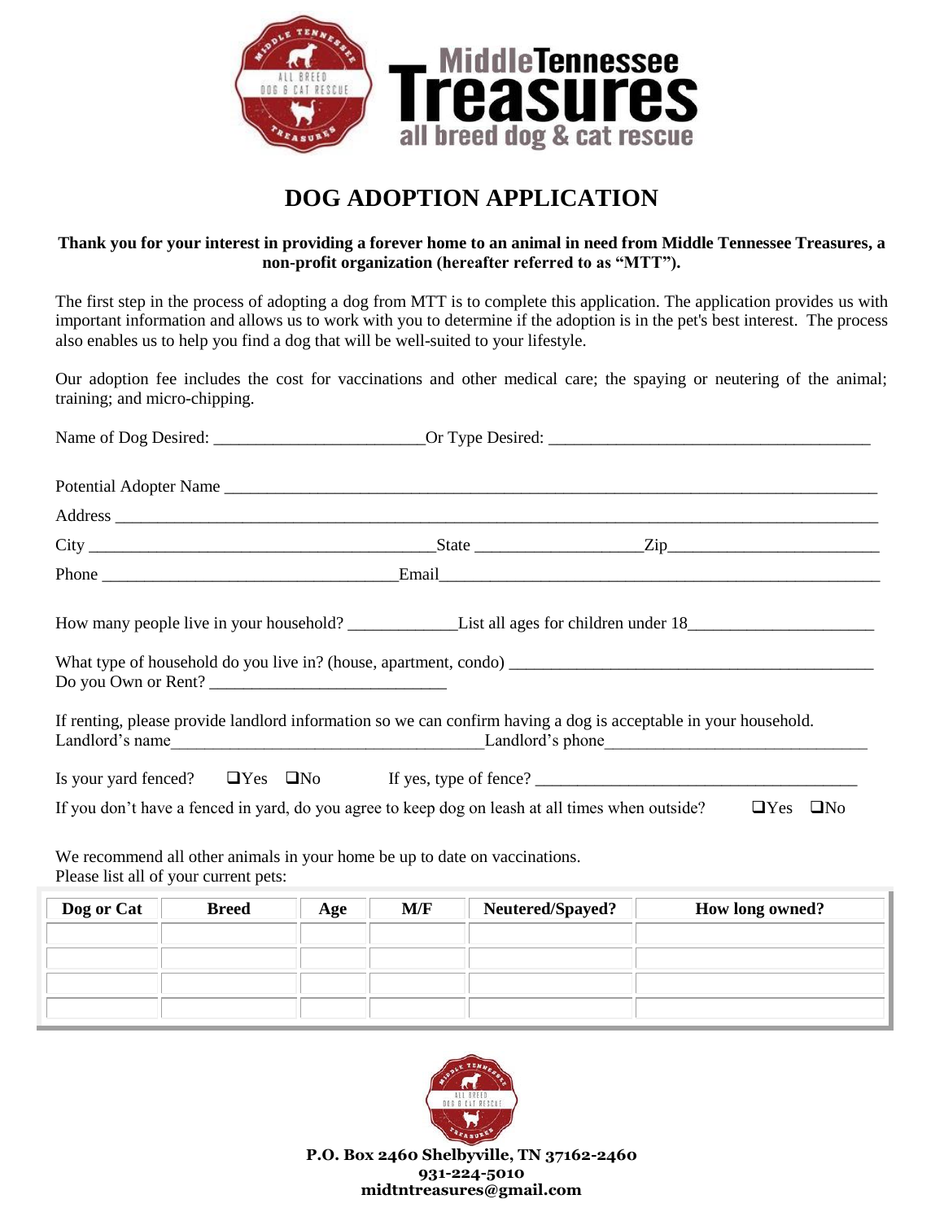Middle Tennessee Treasures
all breed dog & cat rescue

# DOG ADOPTION APPLICATION

**Thank you for your interest in providing a forever home to an animal in need from Middle Tennessee Treasures, a non-profit organization (hereafter referred to as "MTT").**

The first step in the process of adopting a dog from MTT is to complete this application. The application provides us with important information and allows us to work with you to determine if the adoption is in the pet's best interest. The process also enables us to help you find a dog that will be well-suited to your lifestyle.

Our adoption fee includes the cost for vaccinations and other medical care; the spaying or neutering of the animal; training; and micro-chipping.

Name of Dog Desired: ________________________ Or Type Desired: ______________________________________

Potential Adopter Name ___________________________________________________________________________

Address _______________________________________________________________________________________

City ________________________________________ State ___________________ Zip________________________

Phone __________________________________ Email__________________________________________________

How many people live in your household? ____________ List all ages for children under 18_____________________

What type of household do you live in? (house, apartment, condo) ________________________________________
Do you Own or Rent? ___________________________

If renting, please provide landlord information so we can confirm having a dog is acceptable in your household.
Landlord's name____________________________________ Landlord's phone______________________________

Is your yard fenced? ❑Yes ❑No If yes, type of fence? ____________________________________

If you don't have a fenced in yard, do you agree to keep dog on leash at all times when outside? ❑Yes ❑No

We recommend all other animals in your home be up to date on vaccinations.
Please list all of your current pets:

| Dog or Cat | Breed | Age | M/F | Neutered/Spayed? | How long owned? |
|---|---|---|---|---|---|
| | | | | | |
| | | | | | |
| | | | | | |
| | | | | | |

**P.O. Box 2460 Shelbyville, TN 37162-2460**
**931-224-5010**
**midtntreasures@gmail.com**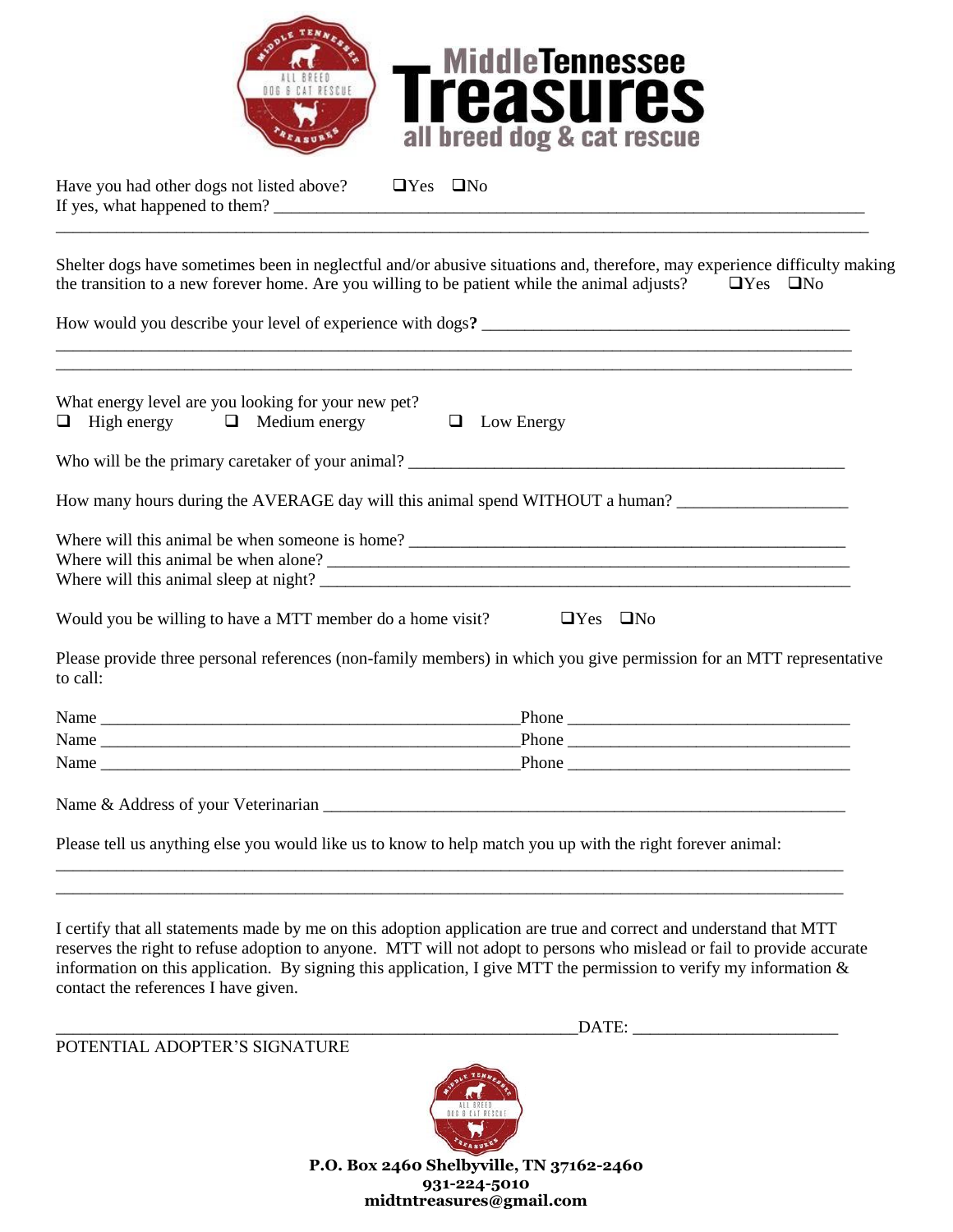# Middle Tennessee Treasures
## all breed dog & cat rescue

Have you had other dogs not listed above? ❑Yes ❑No
If yes, what happened to them? ______________________________________________________________________________
______________________________________________________________________________

Shelter dogs have sometimes been in neglectful and/or abusive situations and, therefore, may experience difficulty making the transition to a new forever home. Are you willing to be patient while the animal adjusts? ❑Yes ❑No

How would you describe your level of experience with dogs**?** ________________________________________
______________________________________________________________________________
______________________________________________________________________________

What energy level are you looking for your new pet?
❑ High energy ❑ Medium energy ❑ Low Energy

Who will be the primary caretaker of your animal? ________________________________________________

How many hours during the AVERAGE day will this animal spend WITHOUT a human? __________________

Where will this animal be when someone is home? ________________________________________________
Where will this animal be when alone? ______________________________________________________
Where will this animal sleep at night? ______________________________________________________

Would you be willing to have a MTT member do a home visit? ❑Yes ❑No

Please provide three personal references (non-family members) in which you give permission for an MTT representative to call:

Name ________________________________________________ Phone ________________________________
Name ________________________________________________ Phone ________________________________
Name ________________________________________________ Phone ________________________________

Name & Address of your Veterinarian ________________________________________________________

Please tell us anything else you would like us to know to help match you up with the right forever animal:
______________________________________________________________________________
______________________________________________________________________________

I certify that all statements made by me on this adoption application are true and correct and understand that MTT reserves the right to refuse adoption to anyone. MTT will not adopt to persons who mislead or fail to provide accurate information on this application. By signing this application, I give MTT the permission to verify my information & contact the references I have given.

______________________________________________________________ DATE: ________________________
POTENTIAL ADOPTER'S SIGNATURE

**P.O. Box 2460 Shelbyville, TN 37162-2460**
**931-224-5010**
**midtntreasures@gmail.com**